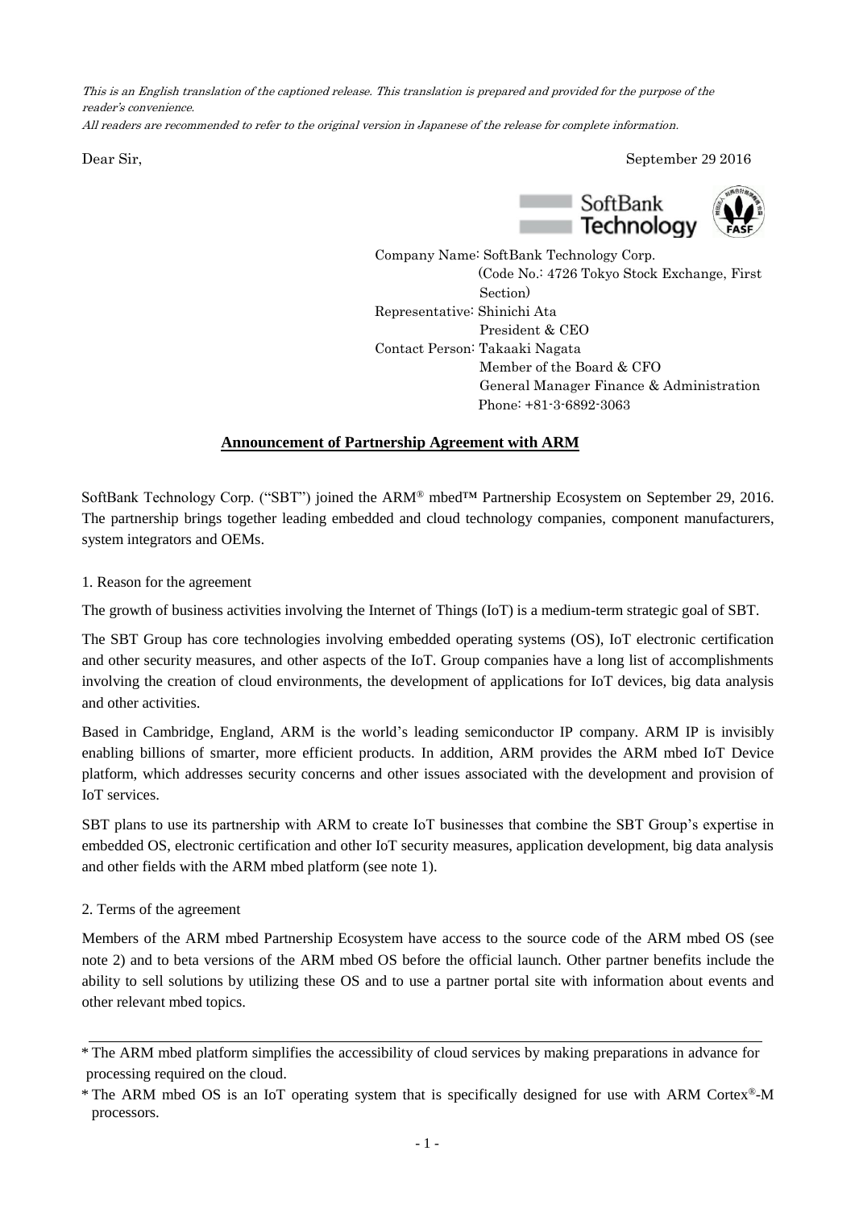*This is an English translation of the captioned release. This translation is prepared and provided for the purpose of the reader's convenience.*
*All readers are recommended to refer to the original version in Japanese of the release for complete information.*

Dear Sir,

September 29 2016

Company Name: SoftBank Technology Corp.
(Code No.: 4726 Tokyo Stock Exchange, First Section)
Representative: Shinichi Ata
President & CEO
Contact Person: Takaaki Nagata
Member of the Board & CFO
General Manager Finance & Administration
Phone: +81-3-6892-3063

## Announcement of Partnership Agreement with ARM

SoftBank Technology Corp. ("SBT") joined the ARM® mbed™ Partnership Ecosystem on September 29, 2016. The partnership brings together leading embedded and cloud technology companies, component manufacturers, system integrators and OEMs.

1. Reason for the agreement

The growth of business activities involving the Internet of Things (IoT) is a medium-term strategic goal of SBT.

The SBT Group has core technologies involving embedded operating systems (OS), IoT electronic certification and other security measures, and other aspects of the IoT. Group companies have a long list of accomplishments involving the creation of cloud environments, the development of applications for IoT devices, big data analysis and other activities.

Based in Cambridge, England, ARM is the world's leading semiconductor IP company. ARM IP is invisibly enabling billions of smarter, more efficient products. In addition, ARM provides the ARM mbed IoT Device platform, which addresses security concerns and other issues associated with the development and provision of IoT services.

SBT plans to use its partnership with ARM to create IoT businesses that combine the SBT Group's expertise in embedded OS, electronic certification and other IoT security measures, application development, big data analysis and other fields with the ARM mbed platform (see note 1).

2. Terms of the agreement

Members of the ARM mbed Partnership Ecosystem have access to the source code of the ARM mbed OS (see note 2) and to beta versions of the ARM mbed OS before the official launch. Other partner benefits include the ability to sell solutions by utilizing these OS and to use a partner portal site with information about events and other relevant mbed topics.

---

* The ARM mbed platform simplifies the accessibility of cloud services by making preparations in advance for processing required on the cloud.
* The ARM mbed OS is an IoT operating system that is specifically designed for use with ARM Cortex®-M processors.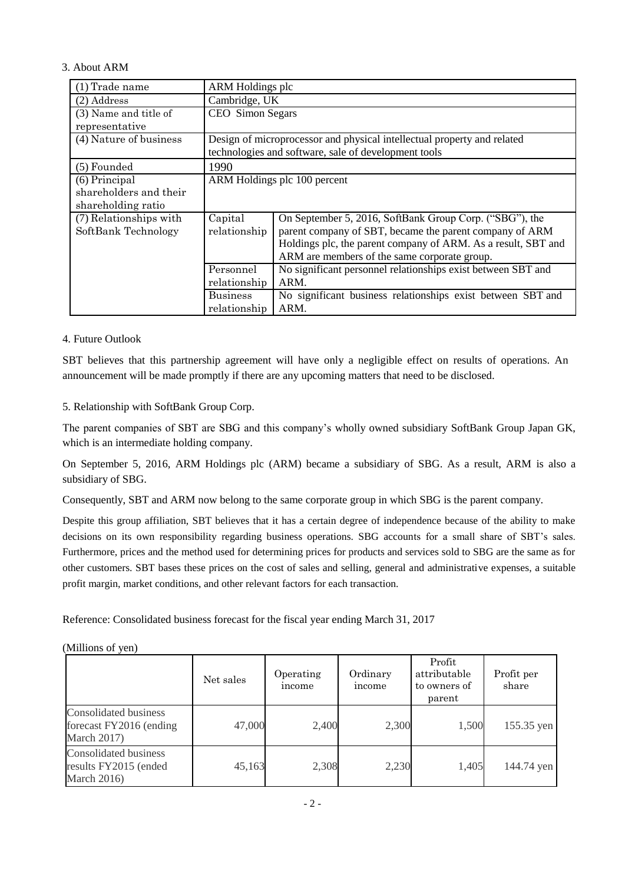## 3. About ARM

| | | |
|---|---|---|
| (1) Trade name | ARM Holdings plc | |
| (2) Address | Cambridge, UK | |
| (3) Name and title of representative | CEO Simon Segars | |
| (4) Nature of business | Design of microprocessor and physical intellectual property and related technologies and software, sale of development tools | |
| (5) Founded | 1990 | |
| (6) Principal shareholders and their shareholding ratio | ARM Holdings plc 100 percent | |
| (7) Relationships with SoftBank Technology | Capital relationship | On September 5, 2016, SoftBank Group Corp. ("SBG"), the parent company of SBT, became the parent company of ARM Holdings plc, the parent company of ARM. As a result, SBT and ARM are members of the same corporate group. |
| | Personnel relationship | No significant personnel relationships exist between SBT and ARM. |
| | Business relationship | No significant business relationships exist between SBT and ARM. |

## 4. Future Outlook

SBT believes that this partnership agreement will have only a negligible effect on results of operations. An announcement will be made promptly if there are any upcoming matters that need to be disclosed.

## 5. Relationship with SoftBank Group Corp.

The parent companies of SBT are SBG and this company's wholly owned subsidiary SoftBank Group Japan GK, which is an intermediate holding company.

On September 5, 2016, ARM Holdings plc (ARM) became a subsidiary of SBG. As a result, ARM is also a subsidiary of SBG.

Consequently, SBT and ARM now belong to the same corporate group in which SBG is the parent company.

Despite this group affiliation, SBT believes that it has a certain degree of independence because of the ability to make decisions on its own responsibility regarding business operations. SBG accounts for a small share of SBT's sales. Furthermore, prices and the method used for determining prices for products and services sold to SBG are the same as for other customers. SBT bases these prices on the cost of sales and selling, general and administrative expenses, a suitable profit margin, market conditions, and other relevant factors for each transaction.

Reference: Consolidated business forecast for the fiscal year ending March 31, 2017

(Millions of yen)

| | Net sales | Operating income | Ordinary income | Profit attributable to owners of parent | Profit per share |
|---|---|---|---|---|---|
| Consolidated business forecast FY2016 (ending March 2017) | 47,000 | 2,400 | 2,300 | 1,500 | 155.35 yen |
| Consolidated business results FY2015 (ended March 2016) | 45,163 | 2,308 | 2,230 | 1,405 | 144.74 yen |